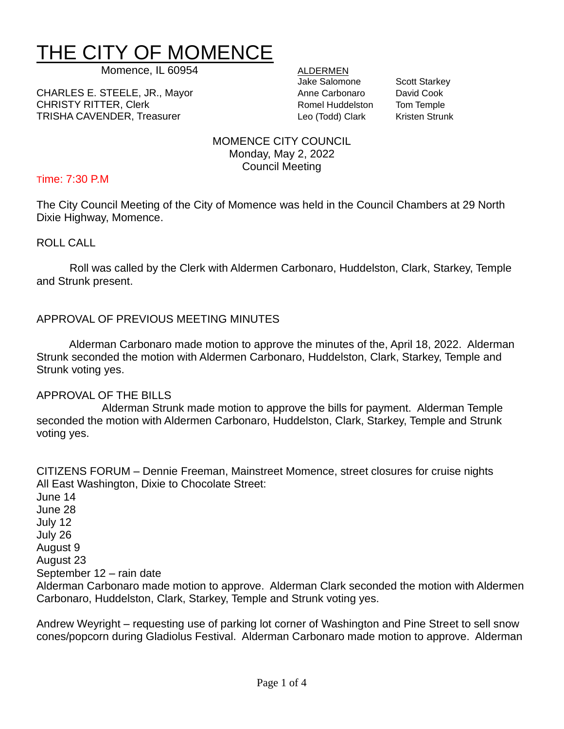# THE CITY OF MOMENCE

Momence, IL 60954

CHARLES E. STEELE, JR., Mayor
CHRISTY RITTER, Clerk
TRISHA CAVENDER, Treasurer

ALDERMEN

| | |
|---|---|
| Jake Salomone | Scott Starkey |
| Anne Carbonaro | David Cook |
| Romel Huddelston | Tom Temple |
| Leo (Todd) Clark | Kristen Strunk |

MOMENCE CITY COUNCIL
Monday, May 2, 2022
Council Meeting

Time: 7:30 P.M

The City Council Meeting of the City of Momence was held in the Council Chambers at 29 North Dixie Highway, Momence.

ROLL CALL

Roll was called by the Clerk with Aldermen Carbonaro, Huddelston, Clark, Starkey, Temple and Strunk present.

APPROVAL OF PREVIOUS MEETING MINUTES

Alderman Carbonaro made motion to approve the minutes of the, April 18, 2022. Alderman Strunk seconded the motion with Aldermen Carbonaro, Huddelston, Clark, Starkey, Temple and Strunk voting yes.

APPROVAL OF THE BILLS

Alderman Strunk made motion to approve the bills for payment. Alderman Temple seconded the motion with Aldermen Carbonaro, Huddelston, Clark, Starkey, Temple and Strunk voting yes.

CITIZENS FORUM – Dennie Freeman, Mainstreet Momence, street closures for cruise nights
All East Washington, Dixie to Chocolate Street:
June 14
June 28
July 12
July 26
August 9
August 23
September 12 – rain date
Alderman Carbonaro made motion to approve. Alderman Clark seconded the motion with Aldermen Carbonaro, Huddelston, Clark, Starkey, Temple and Strunk voting yes.

Andrew Weyright – requesting use of parking lot corner of Washington and Pine Street to sell snow cones/popcorn during Gladiolus Festival. Alderman Carbonaro made motion to approve. Alderman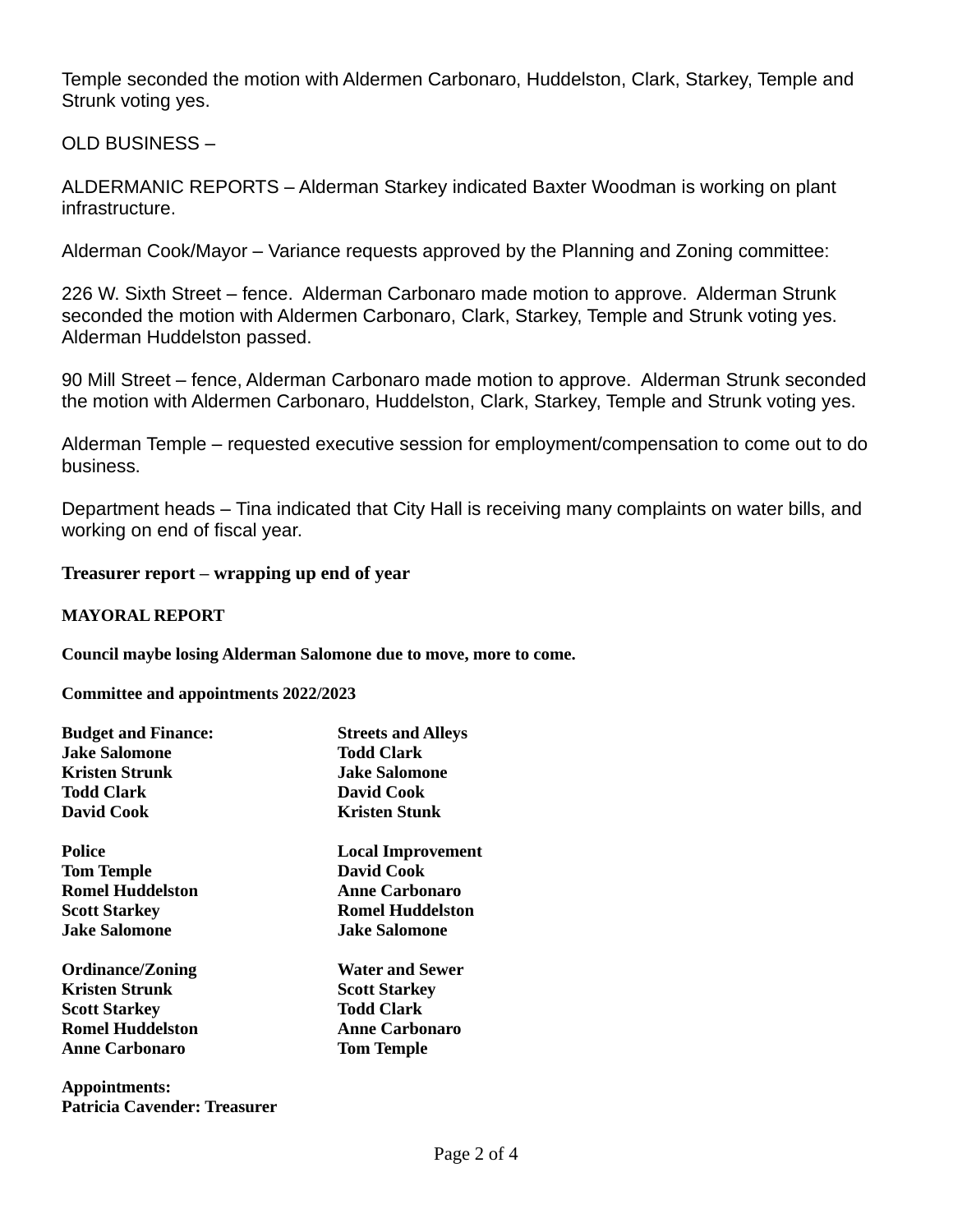Temple seconded the motion with Aldermen Carbonaro, Huddelston, Clark, Starkey, Temple and Strunk voting yes.

OLD BUSINESS –

ALDERMANIC REPORTS – Alderman Starkey indicated Baxter Woodman is working on plant infrastructure.

Alderman Cook/Mayor – Variance requests approved by the Planning and Zoning committee:

226 W. Sixth Street – fence. Alderman Carbonaro made motion to approve. Alderman Strunk seconded the motion with Aldermen Carbonaro, Clark, Starkey, Temple and Strunk voting yes. Alderman Huddelston passed.

90 Mill Street – fence, Alderman Carbonaro made motion to approve. Alderman Strunk seconded the motion with Aldermen Carbonaro, Huddelston, Clark, Starkey, Temple and Strunk voting yes.

Alderman Temple – requested executive session for employment/compensation to come out to do business.

Department heads – Tina indicated that City Hall is receiving many complaints on water bills, and working on end of fiscal year.

**Treasurer report – wrapping up end of year**

**MAYORAL REPORT**

**Council maybe losing Alderman Salomone due to move, more to come.**

**Committee and appointments 2022/2023**

**Budget and Finance:**
**Jake Salomone**
**Kristen Strunk**
**Todd Clark**
**David Cook**

**Streets and Alleys**
**Todd Clark**
**Jake Salomone**
**David Cook**
**Kristen Stunk**

**Police**
**Tom Temple**
**Romel Huddelston**
**Scott Starkey**
**Jake Salomone**

**Local Improvement**
**David Cook**
**Anne Carbonaro**
**Romel Huddelston**
**Jake Salomone**

**Ordinance/Zoning**
**Kristen Strunk**
**Scott Starkey**
**Romel Huddelston**
**Anne Carbonaro**

**Water and Sewer**
**Scott Starkey**
**Todd Clark**
**Anne Carbonaro**
**Tom Temple**

**Appointments:**
**Patricia Cavender: Treasurer**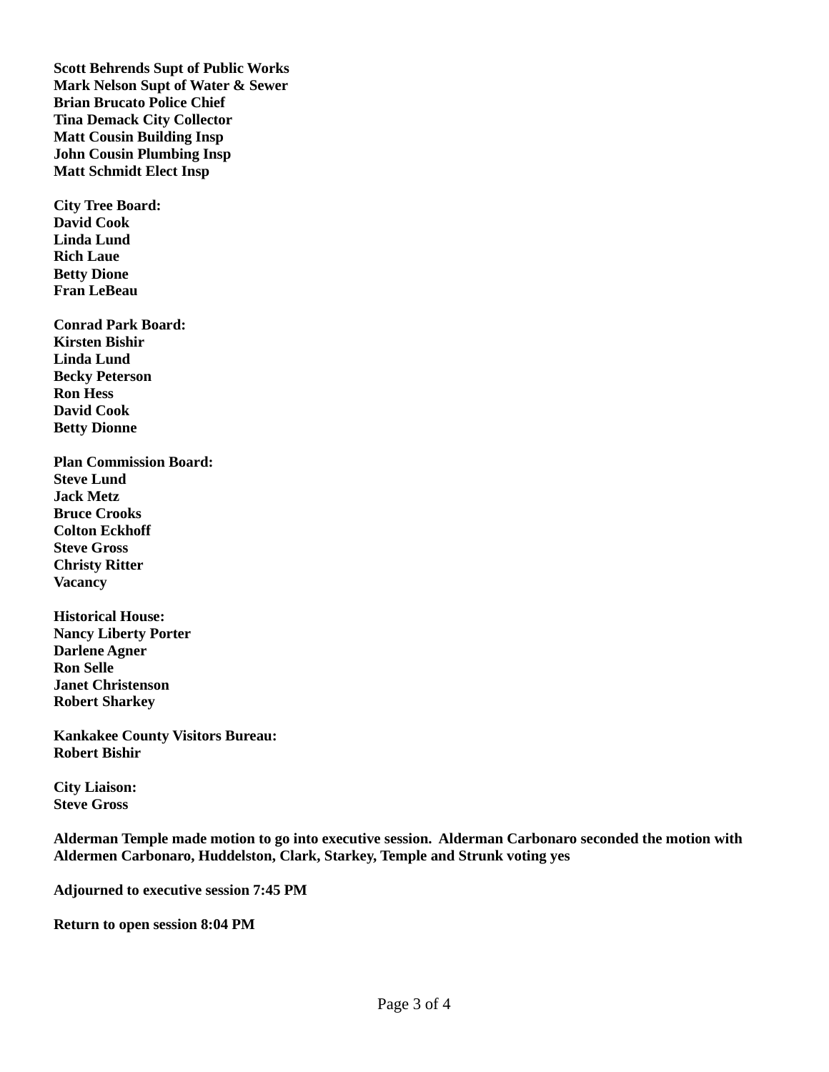**Scott Behrends Supt of Public Works**
**Mark Nelson Supt of Water & Sewer**
**Brian Brucato Police Chief**
**Tina Demack City Collector**
**Matt Cousin Building Insp**
**John Cousin Plumbing Insp**
**Matt Schmidt Elect Insp**

**City Tree Board:**
**David Cook**
**Linda Lund**
**Rich Laue**
**Betty Dione**
**Fran LeBeau**

**Conrad Park Board:**
**Kirsten Bishir**
**Linda Lund**
**Becky Peterson**
**Ron Hess**
**David Cook**
**Betty Dionne**

**Plan Commission Board:**
**Steve Lund**
**Jack Metz**
**Bruce Crooks**
**Colton Eckhoff**
**Steve Gross**
**Christy Ritter**
**Vacancy**

**Historical House:**
**Nancy Liberty Porter**
**Darlene Agner**
**Ron Selle**
**Janet Christenson**
**Robert Sharkey**

**Kankakee County Visitors Bureau:**
**Robert Bishir**

**City Liaison:**
**Steve Gross**

**Alderman Temple made motion to go into executive session. Alderman Carbonaro seconded the motion with Aldermen Carbonaro, Huddelston, Clark, Starkey, Temple and Strunk voting yes**

**Adjourned to executive session 7:45 PM**

**Return to open session 8:04 PM**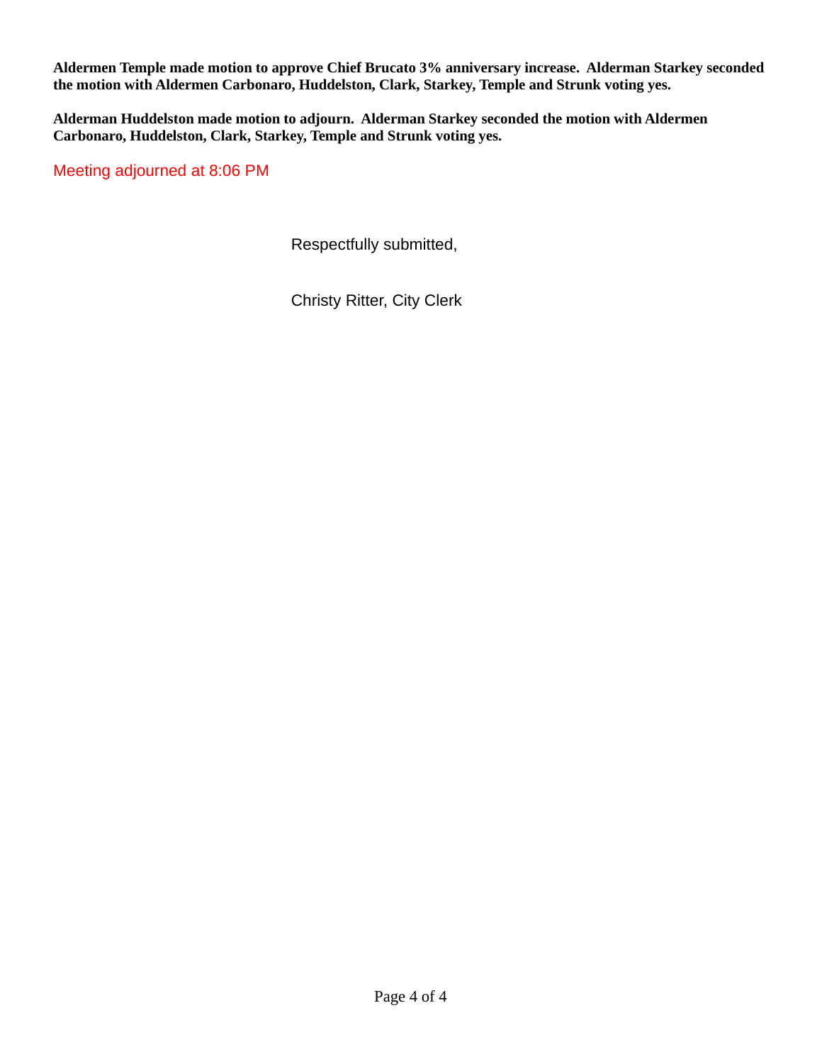**Aldermen Temple made motion to approve Chief Brucato 3% anniversary increase. Alderman Starkey seconded the motion with Aldermen Carbonaro, Huddelston, Clark, Starkey, Temple and Strunk voting yes.**

**Alderman Huddelston made motion to adjourn. Alderman Starkey seconded the motion with Aldermen Carbonaro, Huddelston, Clark, Starkey, Temple and Strunk voting yes.**

Meeting adjourned at 8:06 PM

Respectfully submitted,

Christy Ritter, City Clerk